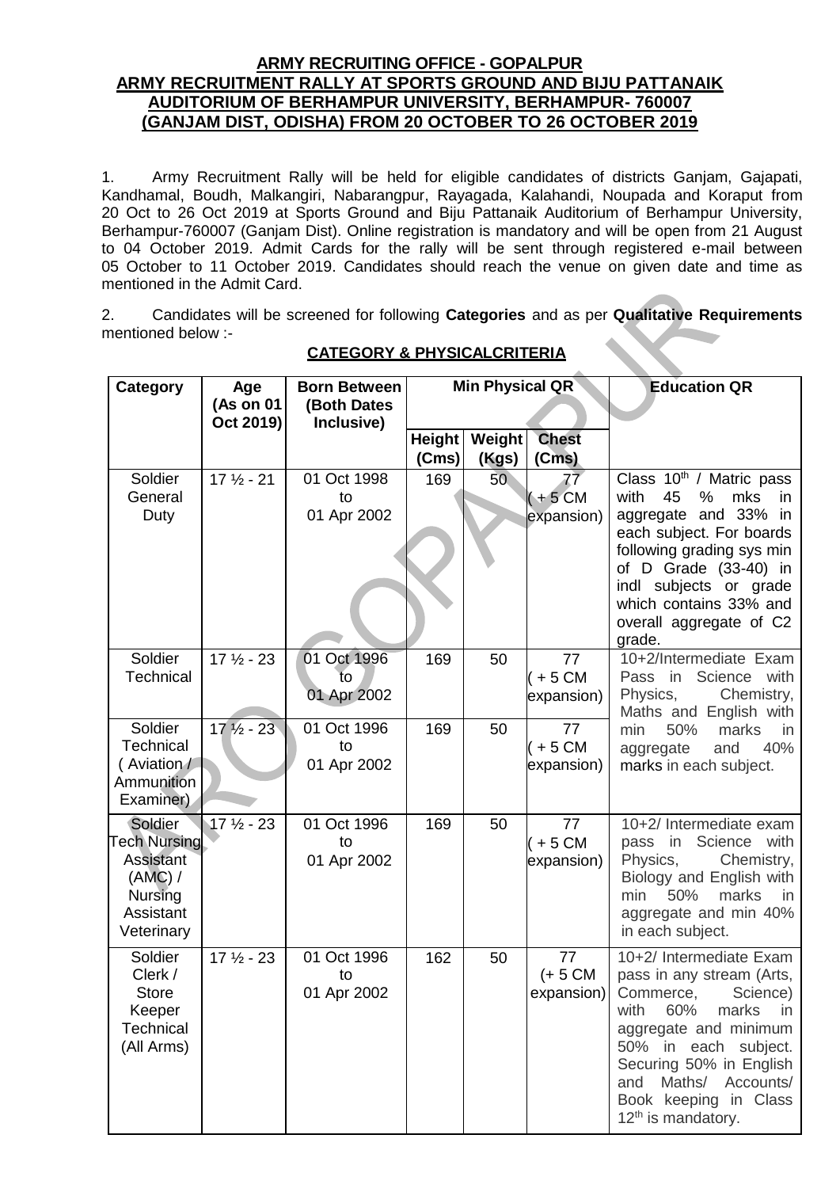# ARMY RECRUITING OFFICE - GOPALPUR
## ARMY RECRUITMENT RALLY AT SPORTS GROUND AND BIJU PATTANAIK AUDITORIUM OF BERHAMPUR UNIVERSITY, BERHAMPUR- 760007 (GANJAM DIST, ODISHA) FROM 20 OCTOBER TO 26 OCTOBER 2019

1. Army Recruitment Rally will be held for eligible candidates of districts Ganjam, Gajapati, Kandhamal, Boudh, Malkangiri, Nabarangpur, Rayagada, Kalahandi, Noupada and Koraput from 20 Oct to 26 Oct 2019 at Sports Ground and Biju Pattanaik Auditorium of Berhampur University, Berhampur-760007 (Ganjam Dist). Online registration is mandatory and will be open from 21 August to 04 October 2019. Admit Cards for the rally will be sent through registered e-mail between 05 October to 11 October 2019. Candidates should reach the venue on given date and time as mentioned in the Admit Card.

2. Candidates will be screened for following **Categories** and as per **Qualitative Requirements** mentioned below :-

**CATEGORY & PHYSICALCRITERIA**

| Category | Age (As on 01 Oct 2019) | Born Between (Both Dates Inclusive) | Min Physical QR | | | Education QR |
|---|---|---|---|---|---|---|
| | | | Height (Cms) | Weight (Kgs) | Chest (Cms) | |
| Soldier General Duty | 17 ½ - 21 | 01 Oct 1998 to 01 Apr 2002 | 169 | 50 | 77 ( + 5 CM expansion) | Class 10th / Matric pass with 45 % mks in aggregate and 33% in each subject. For boards following grading sys min of D Grade (33-40) in indl subjects or grade which contains 33% and overall aggregate of C2 grade. |
| Soldier Technical | 17 ½ - 23 | 01 Oct 1996 to 01 Apr 2002 | 169 | 50 | 77 ( + 5 CM expansion) | 10+2/Intermediate Exam Pass in Science with Physics, Chemistry, Maths and English with min 50% marks in aggregate and 40% marks in each subject. |
| Soldier Technical ( Aviation / Ammunition Examiner) | 17 ½ - 23 | 01 Oct 1996 to 01 Apr 2002 | 169 | 50 | 77 ( + 5 CM expansion) | |
| Soldier Tech Nursing Assistant (AMC) / Nursing Assistant Veterinary | 17 ½ - 23 | 01 Oct 1996 to 01 Apr 2002 | 169 | 50 | 77 ( + 5 CM expansion) | 10+2/ Intermediate exam pass in Science with Physics, Chemistry, Biology and English with min 50% marks in aggregate and min 40% in each subject. |
| Soldier Clerk / Store Keeper Technical (All Arms) | 17 ½ - 23 | 01 Oct 1996 to 01 Apr 2002 | 162 | 50 | 77 (+ 5 CM expansion) | 10+2/ Intermediate Exam pass in any stream (Arts, Commerce, Science) with 60% marks in aggregate and minimum 50% in each subject. Securing 50% in English and Maths/ Accounts/ Book keeping in Class 12th is mandatory. |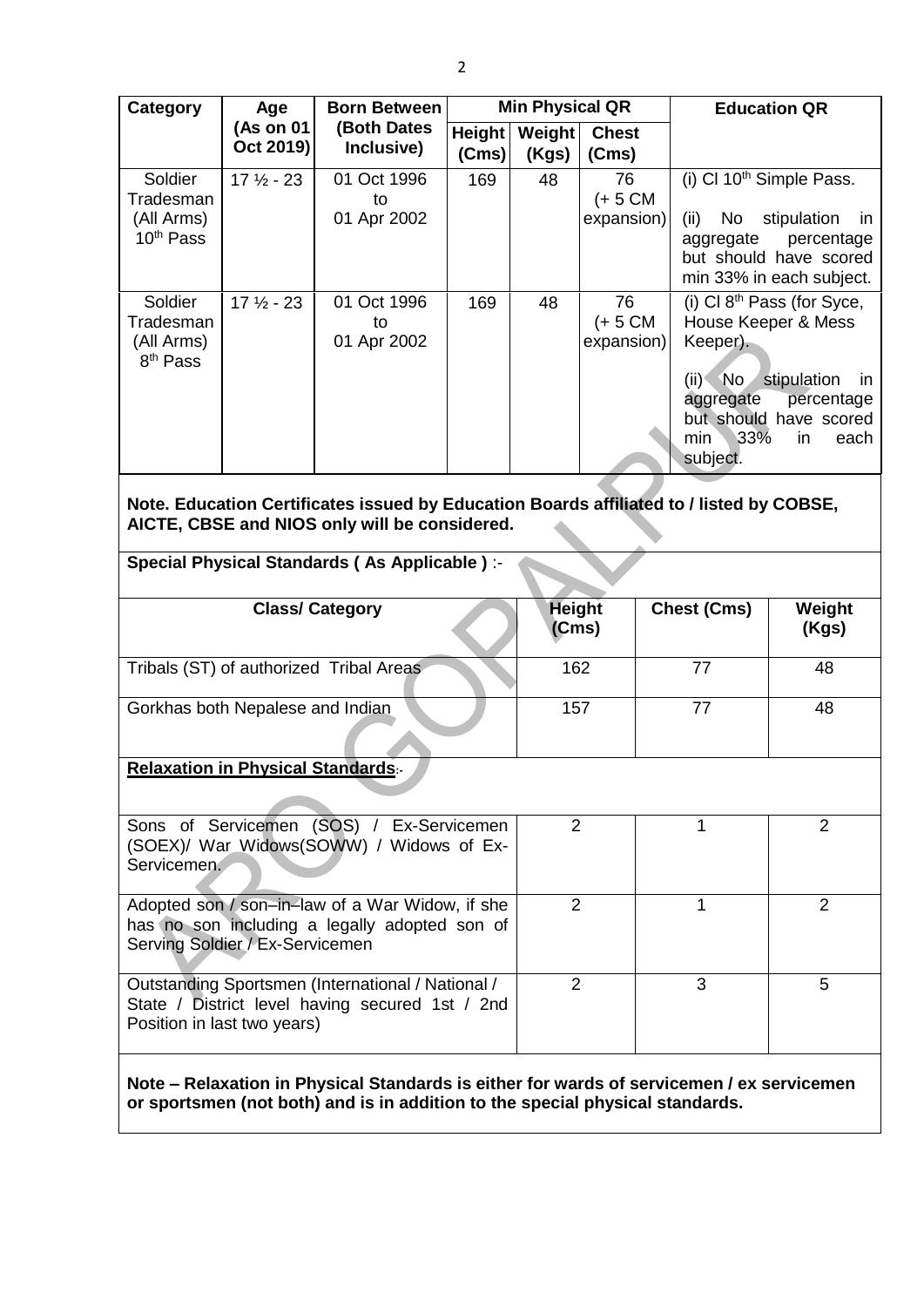| Category | Age (As on 01 Oct 2019) | Born Between (Both Dates Inclusive) | Min Physical QR | | | Education QR |
|---|---|---|---|---|---|---|
| | | | Height (Cms) | Weight (Kgs) | Chest (Cms) | |
| Soldier Tradesman (All Arms) 10th Pass | 17 ½ - 23 | 01 Oct 1996 to 01 Apr 2002 | 169 | 48 | 76 (+ 5 CM expansion) | (i) Cl 10th Simple Pass. (ii) No stipulation in aggregate percentage but should have scored min 33% in each subject. |
| Soldier Tradesman (All Arms) 8th Pass | 17 ½ - 23 | 01 Oct 1996 to 01 Apr 2002 | 169 | 48 | 76 (+ 5 CM expansion) | (i) Cl 8th Pass (for Syce, House Keeper & Mess Keeper). (ii) No stipulation in aggregate percentage but should have scored min 33% in each subject. |

**Note. Education Certificates issued by Education Boards affiliated to / listed by COBSE, AICTE, CBSE and NIOS only will be considered.**

**Special Physical Standards ( As Applicable )** :-

| Class/ Category | Height (Cms) | Chest (Cms) | Weight (Kgs) |
|---|---|---|---|
| Tribals (ST) of authorized Tribal Areas | 162 | 77 | 48 |
| Gorkhas both Nepalese and Indian | 157 | 77 | 48 |
| **Relaxation in Physical Standards**:- | | | |
| Sons of Servicemen (SOS) / Ex-Servicemen (SOEX)/ War Widows(SOWW) / Widows of Ex-Servicemen. | 2 | 1 | 2 |
| Adopted son / son–in–law of a War Widow, if she has no son including a legally adopted son of Serving Soldier / Ex-Servicemen | 2 | 1 | 2 |
| Outstanding Sportsmen (International / National / State / District level having secured 1st / 2nd Position in last two years) | 2 | 3 | 5 |

**Note – Relaxation in Physical Standards is either for wards of servicemen / ex servicemen or sportsmen (not both) and is in addition to the special physical standards.**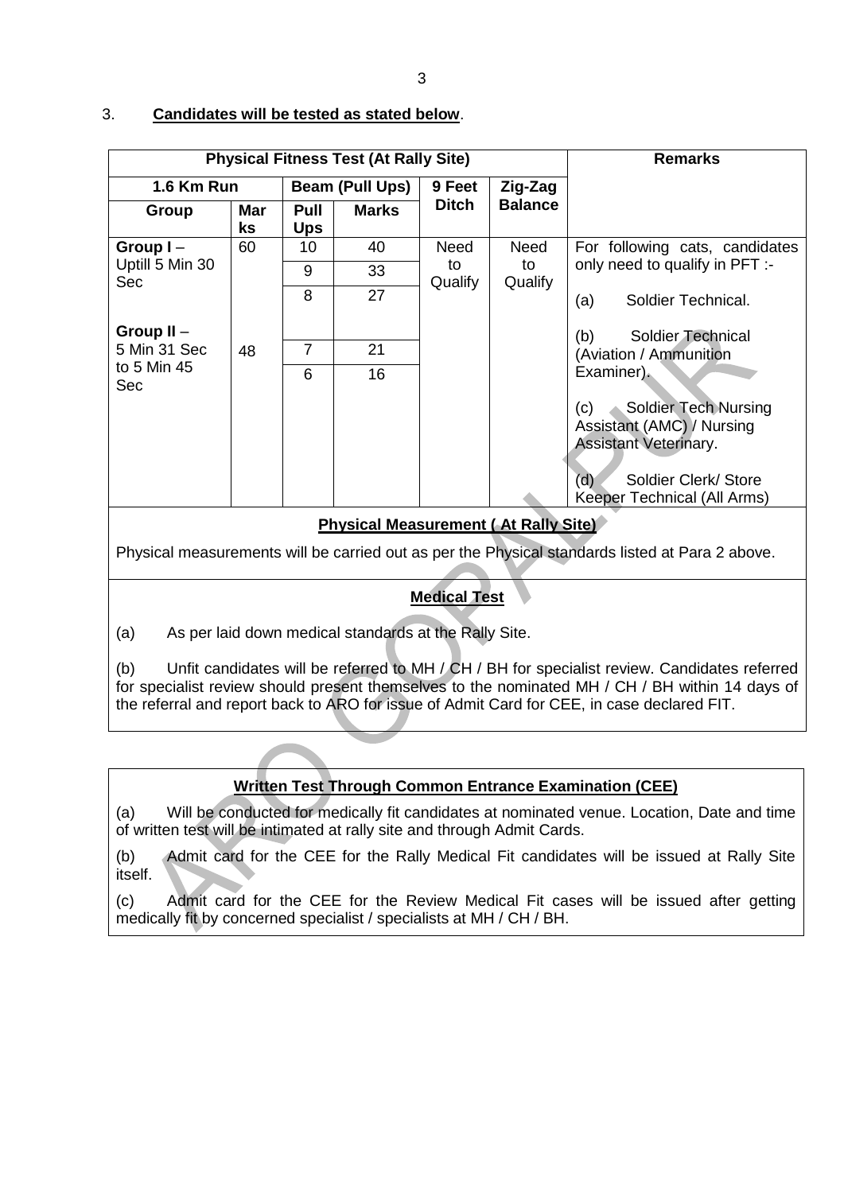3. **Candidates will be tested as stated below**.

| Physical Fitness Test (At Rally Site) | | | | | | Remarks |
|---|---|---|---|---|---|---|
| 1.6 Km Run | | Beam (Pull Ups) | | 9 Feet Ditch | Zig-Zag Balance | |
| Group | Marks | Pull Ups | Marks | | | |
| Group I – Uptill 5 Min 30 Sec | 60 | 10 | 40 | Need to Qualify | Need to Qualify | For following cats, candidates only need to qualify in PFT :- (a) Soldier Technical. (b) Soldier Technical (Aviation / Ammunition Examiner). (c) Soldier Tech Nursing Assistant (AMC) / Nursing Assistant Veterinary. (d) Soldier Clerk/ Store Keeper Technical (All Arms) |
| | | 9 | 33 | | | |
| | | 8 | 27 | | | |
| Group II – 5 Min 31 Sec to 5 Min 45 Sec | 48 | 7 | 21 | | | |
| | | 6 | 16 | | | |

**Physical Measurement ( At Rally Site)**

Physical measurements will be carried out as per the Physical standards listed at Para 2 above.

**Medical Test**

(a) As per laid down medical standards at the Rally Site.

(b) Unfit candidates will be referred to MH / CH / BH for specialist review. Candidates referred for specialist review should present themselves to the nominated MH / CH / BH within 14 days of the referral and report back to ARO for issue of Admit Card for CEE, in case declared FIT.

**Written Test Through Common Entrance Examination (CEE)**

(a) Will be conducted for medically fit candidates at nominated venue. Location, Date and time of written test will be intimated at rally site and through Admit Cards.

(b) Admit card for the CEE for the Rally Medical Fit candidates will be issued at Rally Site itself.

(c) Admit card for the CEE for the Review Medical Fit cases will be issued after getting medically fit by concerned specialist / specialists at MH / CH / BH.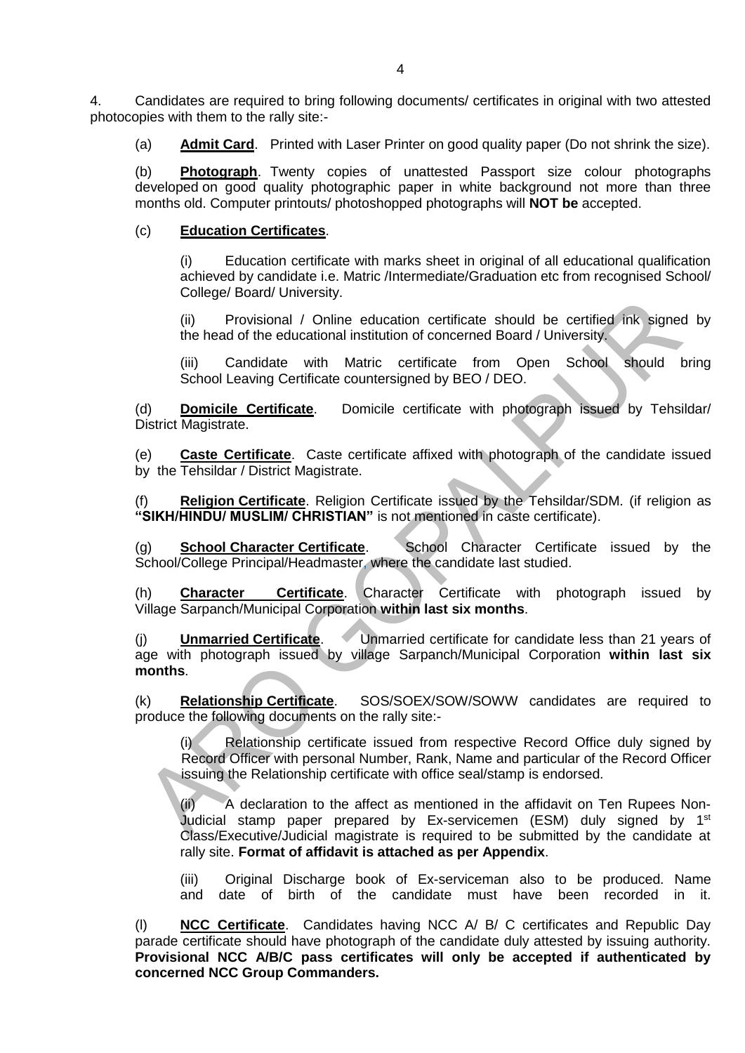4. Candidates are required to bring following documents/ certificates in original with two attested photocopies with them to the rally site:-

(a) **Admit Card**. Printed with Laser Printer on good quality paper (Do not shrink the size).

(b) **Photograph**. Twenty copies of unattested Passport size colour photographs developed on good quality photographic paper in white background not more than three months old. Computer printouts/ photoshopped photographs will **NOT be** accepted.

(c) **Education Certificates**.

(i) Education certificate with marks sheet in original of all educational qualification achieved by candidate i.e. Matric /Intermediate/Graduation etc from recognised School/ College/ Board/ University.

(ii) Provisional / Online education certificate should be certified ink signed by the head of the educational institution of concerned Board / University.

(iii) Candidate with Matric certificate from Open School should bring School Leaving Certificate countersigned by BEO / DEO.

(d) **Domicile Certificate**. Domicile certificate with photograph issued by Tehsildar/ District Magistrate.

(e) **Caste Certificate**. Caste certificate affixed with photograph of the candidate issued by the Tehsildar / District Magistrate.

(f) **Religion Certificate**. Religion Certificate issued by the Tehsildar/SDM. (if religion as **"SIKH/HINDU/ MUSLIM/ CHRISTIAN"** is not mentioned in caste certificate).

(g) **School Character Certificate**. School Character Certificate issued by the School/College Principal/Headmaster, where the candidate last studied.

(h) **Character Certificate**. Character Certificate with photograph issued by Village Sarpanch/Municipal Corporation **within last six months**.

(j) **Unmarried Certificate**. Unmarried certificate for candidate less than 21 years of age with photograph issued by village Sarpanch/Municipal Corporation **within last six months**.

(k) **Relationship Certificate**. SOS/SOEX/SOW/SOWW candidates are required to produce the following documents on the rally site:-

(i) Relationship certificate issued from respective Record Office duly signed by Record Officer with personal Number, Rank, Name and particular of the Record Officer issuing the Relationship certificate with office seal/stamp is endorsed.

(ii) A declaration to the affect as mentioned in the affidavit on Ten Rupees Non-Judicial stamp paper prepared by Ex-servicemen (ESM) duly signed by 1st Class/Executive/Judicial magistrate is required to be submitted by the candidate at rally site. **Format of affidavit is attached as per Appendix**.

(iii) Original Discharge book of Ex-serviceman also to be produced. Name and date of birth of the candidate must have been recorded in it.

(l) **NCC Certificate**. Candidates having NCC A/ B/ C certificates and Republic Day parade certificate should have photograph of the candidate duly attested by issuing authority. **Provisional NCC A/B/C pass certificates will only be accepted if authenticated by concerned NCC Group Commanders.**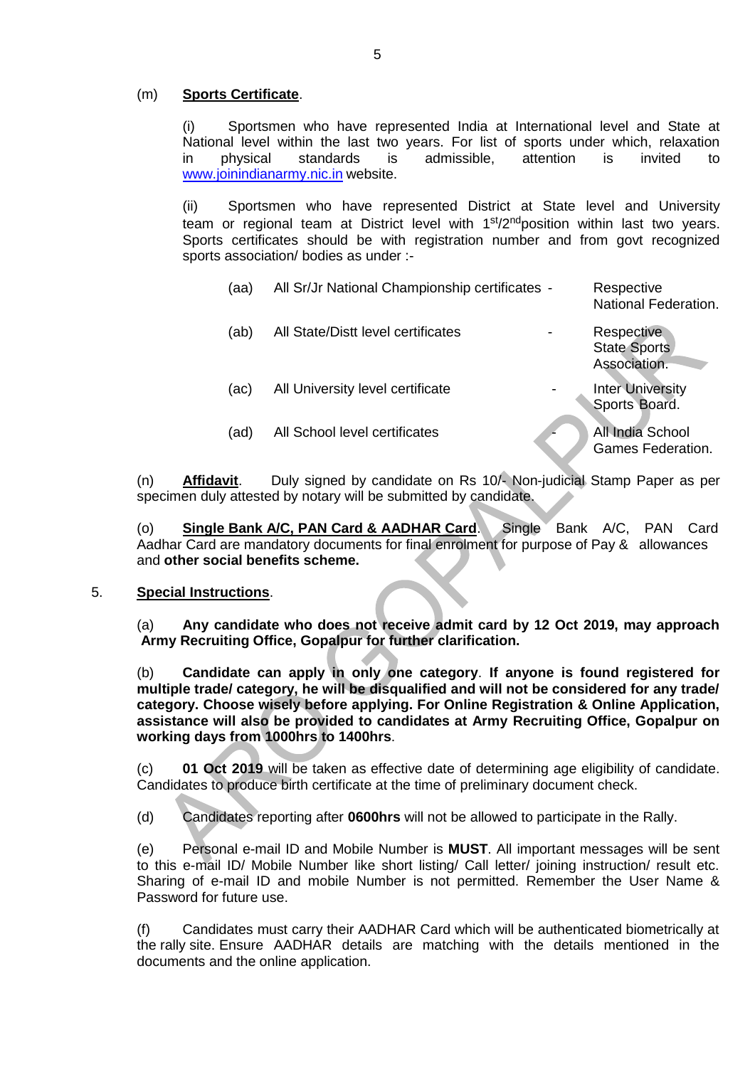(m) **Sports Certificate**.

(i) Sportsmen who have represented India at International level and State at National level within the last two years. For list of sports under which, relaxation in physical standards is admissible, attention is invited to www.joinindianarmy.nic.in website.

(ii) Sportsmen who have represented District at State level and University team or regional team at District level with 1st/2nd position within last two years. Sports certificates should be with registration number and from govt recognized sports association/ bodies as under :-

| | | | |
|---|---|---|---|
| (aa) | All Sr/Jr National Championship certificates | - | Respective National Federation. |
| (ab) | All State/Distt level certificates | - | Respective State Sports Association. |
| (ac) | All University level certificate | - | Inter University Sports Board. |
| (ad) | All School level certificates | - | All India School Games Federation. |

(n) **Affidavit**. Duly signed by candidate on Rs 10/- Non-judicial Stamp Paper as per specimen duly attested by notary will be submitted by candidate.

(o) **Single Bank A/C, PAN Card & AADHAR Card**. Single Bank A/C, PAN Card Aadhar Card are mandatory documents for final enrolment for purpose of Pay & allowances and **other social benefits scheme.**

5. **Special Instructions**.

(a) **Any candidate who does not receive admit card by 12 Oct 2019, may approach Army Recruiting Office, Gopalpur for further clarification.**

(b) **Candidate can apply in only one category**. **If anyone is found registered for multiple trade/ category, he will be disqualified and will not be considered for any trade/ category. Choose wisely before applying. For Online Registration & Online Application, assistance will also be provided to candidates at Army Recruiting Office, Gopalpur on working days from 1000hrs to 1400hrs**.

(c) **01 Oct 2019** will be taken as effective date of determining age eligibility of candidate. Candidates to produce birth certificate at the time of preliminary document check.

(d) Candidates reporting after **0600hrs** will not be allowed to participate in the Rally.

(e) Personal e-mail ID and Mobile Number is **MUST**. All important messages will be sent to this e-mail ID/ Mobile Number like short listing/ Call letter/ joining instruction/ result etc. Sharing of e-mail ID and mobile Number is not permitted. Remember the User Name & Password for future use.

(f) Candidates must carry their AADHAR Card which will be authenticated biometrically at the rally site. Ensure AADHAR details are matching with the details mentioned in the documents and the online application.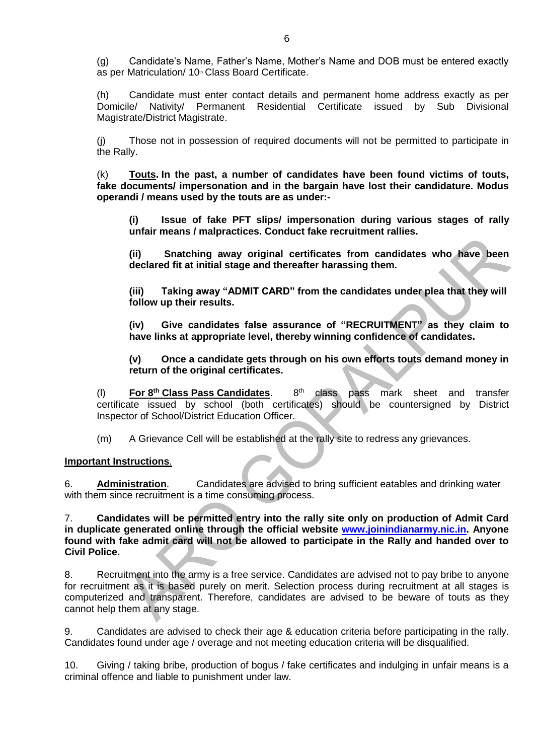(g) Candidate's Name, Father's Name, Mother's Name and DOB must be entered exactly as per Matriculation/ 10th Class Board Certificate.

(h) Candidate must enter contact details and permanent home address exactly as per Domicile/ Nativity/ Permanent Residential Certificate issued by Sub Divisional Magistrate/District Magistrate.

(j) Those not in possession of required documents will not be permitted to participate in the Rally.

(k) **<u>Touts</u>. In the past, a number of candidates have been found victims of touts, fake documents/ impersonation and in the bargain have lost their candidature. Modus operandi / means used by the touts are as under:-**

**(i) Issue of fake PFT slips/ impersonation during various stages of rally unfair means / malpractices. Conduct fake recruitment rallies.**

**(ii) Snatching away original certificates from candidates who have been declared fit at initial stage and thereafter harassing them.**

**(iii) Taking away "ADMIT CARD" from the candidates under plea that they will follow up their results.**

**(iv) Give candidates false assurance of "RECRUITMENT" as they claim to have links at appropriate level, thereby winning confidence of candidates.**

**(v) Once a candidate gets through on his own efforts touts demand money in return of the original certificates.**

(l) **<u>For 8th Class Pass Candidates</u>**. 8th class pass mark sheet and transfer certificate issued by school (both certificates) should be countersigned by District Inspector of School/District Education Officer.

(m) A Grievance Cell will be established at the rally site to redress any grievances.

**<u>Important Instructions</u>**.

6. **<u>Administration</u>**. Candidates are advised to bring sufficient eatables and drinking water with them since recruitment is a time consuming process.

7. **Candidates will be permitted entry into the rally site only on production of Admit Card in duplicate generated online through the official website www.joinindianarmy.nic.in. Anyone found with fake admit card will not be allowed to participate in the Rally and handed over to Civil Police.**

8. Recruitment into the army is a free service. Candidates are advised not to pay bribe to anyone for recruitment as it is based purely on merit. Selection process during recruitment at all stages is computerized and transparent. Therefore, candidates are advised to be beware of touts as they cannot help them at any stage.

9. Candidates are advised to check their age & education criteria before participating in the rally. Candidates found under age / overage and not meeting education criteria will be disqualified.

10. Giving / taking bribe, production of bogus / fake certificates and indulging in unfair means is a criminal offence and liable to punishment under law.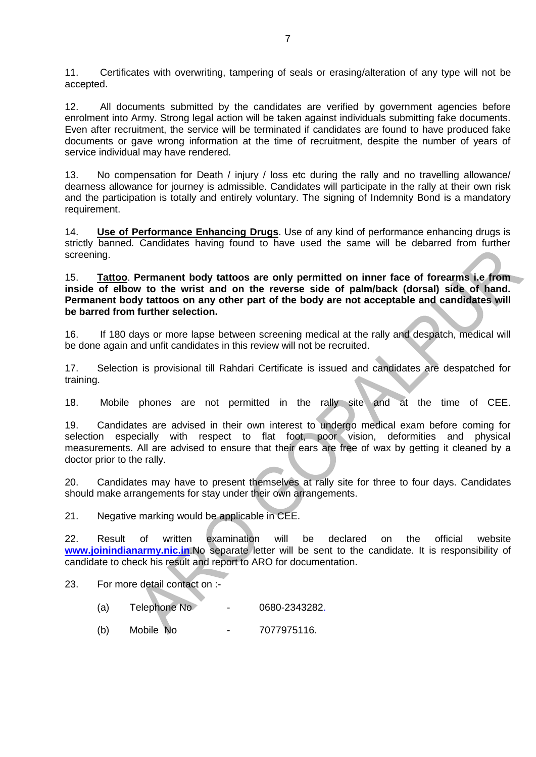11. Certificates with overwriting, tampering of seals or erasing/alteration of any type will not be accepted.

12. All documents submitted by the candidates are verified by government agencies before enrolment into Army. Strong legal action will be taken against individuals submitting fake documents. Even after recruitment, the service will be terminated if candidates are found to have produced fake documents or gave wrong information at the time of recruitment, despite the number of years of service individual may have rendered.

13. No compensation for Death / injury / loss etc during the rally and no travelling allowance/ dearness allowance for journey is admissible. Candidates will participate in the rally at their own risk and the participation is totally and entirely voluntary. The signing of Indemnity Bond is a mandatory requirement.

14. **<u>Use of Performance Enhancing Drugs</u>**. Use of any kind of performance enhancing drugs is strictly banned. Candidates having found to have used the same will be debarred from further screening.

15. **<u>Tattoo</u>. Permanent body tattoos are only permitted on inner face of forearms i.e from inside of elbow to the wrist and on the reverse side of palm/back (dorsal) side of hand. Permanent body tattoos on any other part of the body are not acceptable and candidates will be barred from further selection.**

16. If 180 days or more lapse between screening medical at the rally and despatch, medical will be done again and unfit candidates in this review will not be recruited.

17. Selection is provisional till Rahdari Certificate is issued and candidates are despatched for training.

18. Mobile phones are not permitted in the rally site and at the time of CEE.

19. Candidates are advised in their own interest to undergo medical exam before coming for selection especially with respect to flat foot, poor vision, deformities and physical measurements. All are advised to ensure that their ears are free of wax by getting it cleaned by a doctor prior to the rally.

20. Candidates may have to present themselves at rally site for three to four days. Candidates should make arrangements for stay under their own arrangements.

21. Negative marking would be applicable in CEE.

22. Result of written examination will be declared on the official website **www.joinindianarmy.nic.in**.No separate letter will be sent to the candidate. It is responsibility of candidate to check his result and report to ARO for documentation.

23. For more detail contact on :-

(a) Telephone No - 0680-2343282.

(b) Mobile No - 7077975116.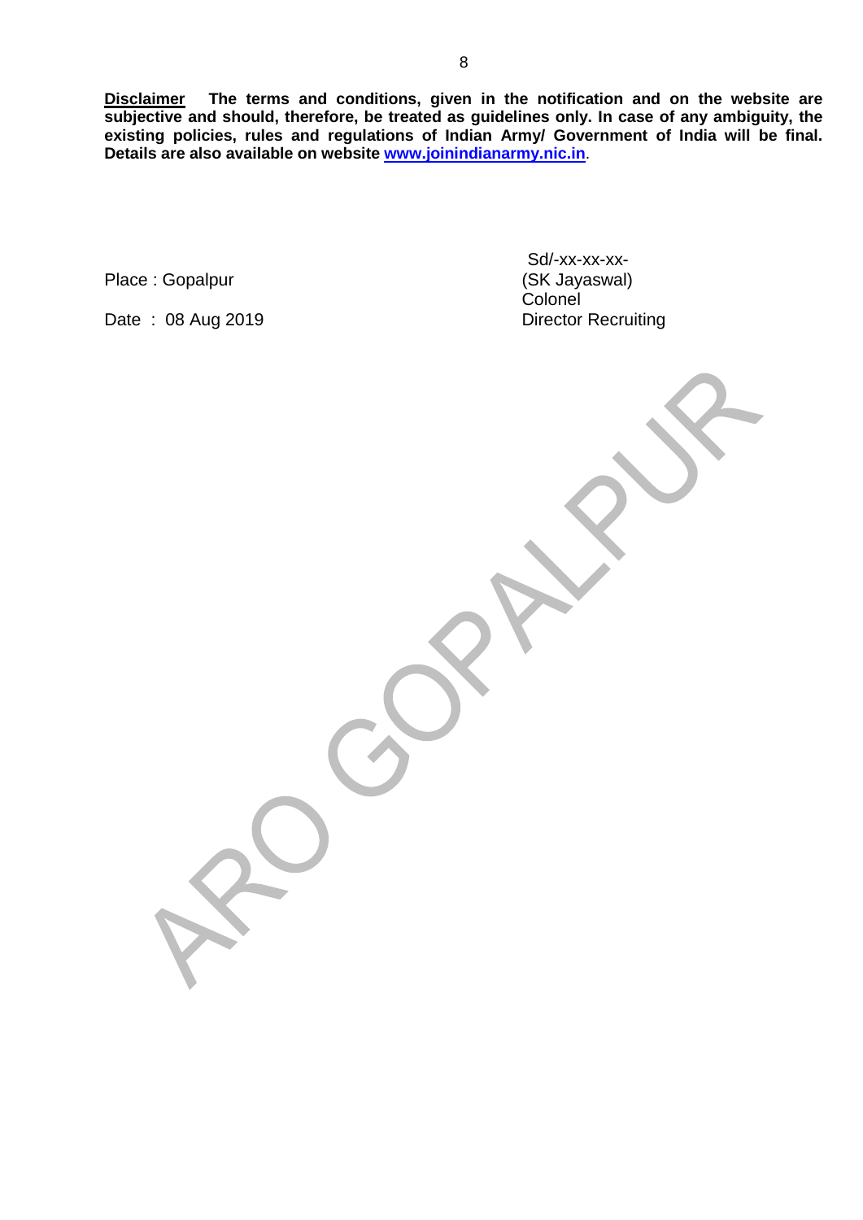**<u>Disclaimer</u> The terms and conditions, given in the notification and on the website are subjective and should, therefore, be treated as guidelines only. In case of any ambiguity, the existing policies, rules and regulations of Indian Army/ Government of India will be final. Details are also available on website [www.joinindianarmy.nic.in](http://www.joinindianarmy.nic.in).**

Sd/-xx-xx-xx-
(SK Jayaswal)
Colonel
Director Recruiting

Place : Gopalpur

Date : 08 Aug 2019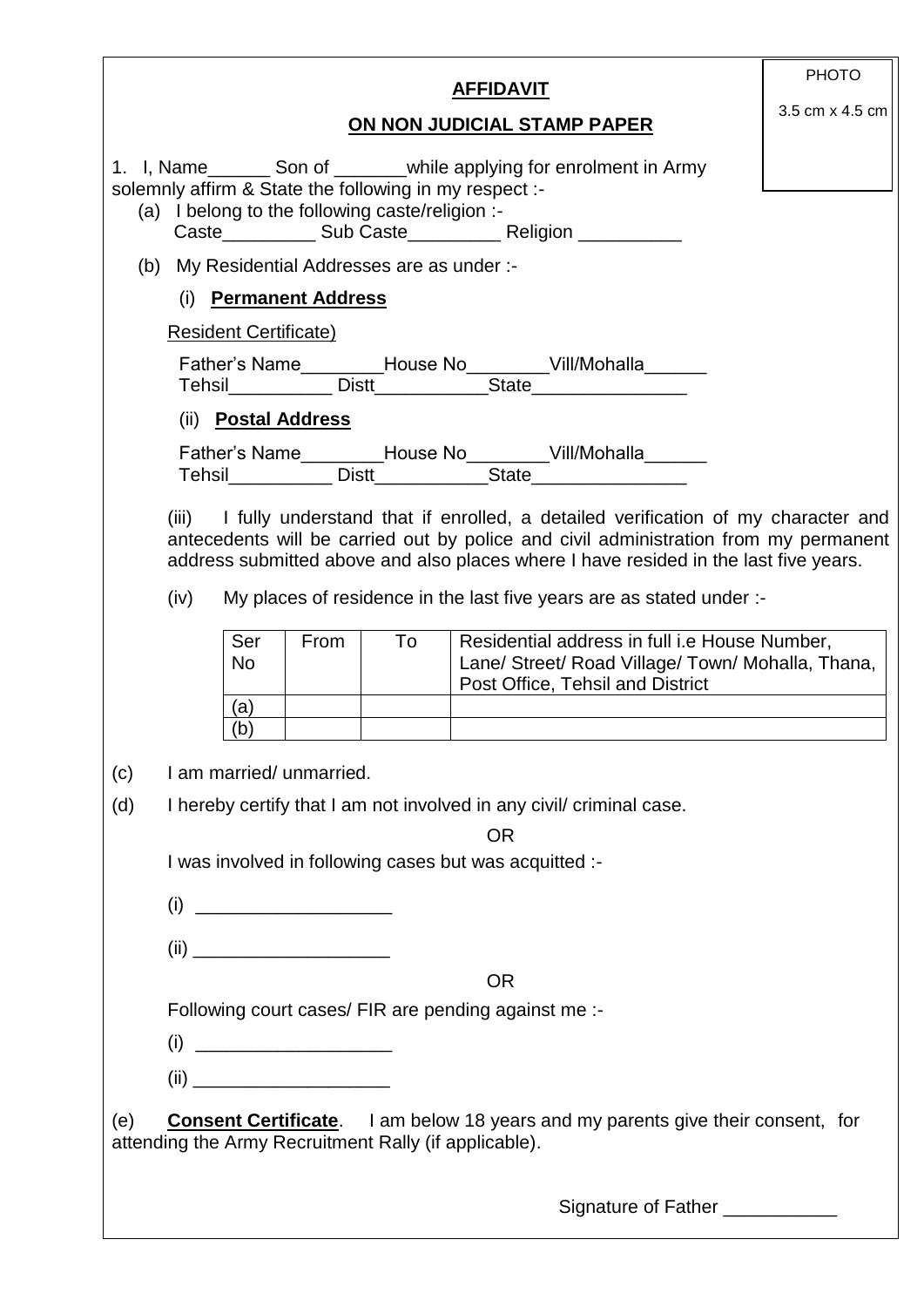PHOTO

3.5 cm x 4.5 cm

**AFFIDAVIT**

**ON NON JUDICIAL STAMP PAPER**

1. I, Name______ Son of _______while applying for enrolment in Army solemnly affirm & State the following in my respect :-

   (a) I belong to the following caste/religion :-
   Caste_________ Sub Caste_________ Religion __________

   (b) My Residential Addresses are as under :-

   (i) **Permanent Address**

   Resident Certificate)

   Father's Name________House No________Vill/Mohalla______
   Tehsil__________ Distt__________State_______________

   (ii) **Postal Address**

   Father's Name________House No________Vill/Mohalla______
   Tehsil__________ Distt__________State_______________

   (iii) I fully understand that if enrolled, a detailed verification of my character and antecedents will be carried out by police and civil administration from my permanent address submitted above and also places where I have resided in the last five years.

   (iv) My places of residence in the last five years are as stated under :-

| Ser No | From | To | Residential address in full i.e House Number, Lane/ Street/ Road Village/ Town/ Mohalla, Thana, Post Office, Tehsil and District |
|---|---|---|---|
| (a) | | | |
| (b) | | | |

(c) I am married/ unmarried.

(d) I hereby certify that I am not involved in any civil/ criminal case.

OR

I was involved in following cases but was acquitted :-

(i) ___________________

(ii) ___________________

OR

Following court cases/ FIR are pending against me :-

(i) ___________________

(ii) ___________________

(e) **Consent Certificate**. I am below 18 years and my parents give their consent, for attending the Army Recruitment Rally (if applicable).

Signature of Father ___________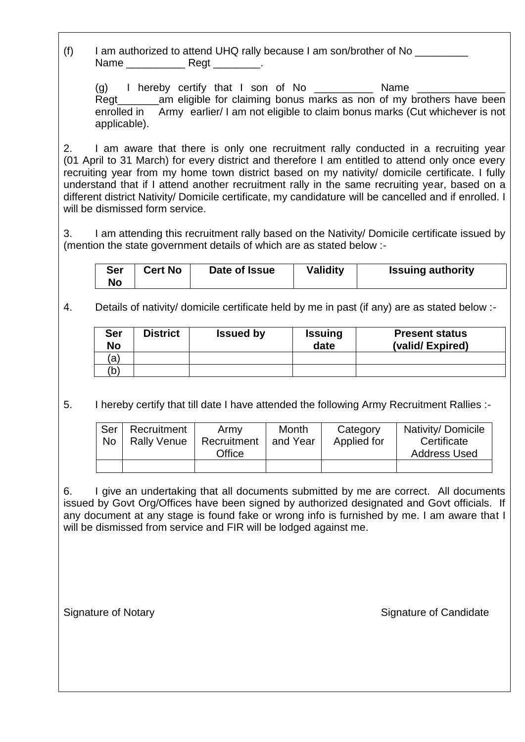(f) I am authorized to attend UHQ rally because I am son/brother of No _________ Name __________ Regt ________.

(g) I hereby certify that I son of No __________ Name _______________ Regt_______am eligible for claiming bonus marks as non of my brothers have been enrolled in Army earlier/ I am not eligible to claim bonus marks (Cut whichever is not applicable).

2. I am aware that there is only one recruitment rally conducted in a recruiting year (01 April to 31 March) for every district and therefore I am entitled to attend only once every recruiting year from my home town district based on my nativity/ domicile certificate. I fully understand that if I attend another recruitment rally in the same recruiting year, based on a different district Nativity/ Domicile certificate, my candidature will be cancelled and if enrolled. I will be dismissed form service.

3. I am attending this recruitment rally based on the Nativity/ Domicile certificate issued by (mention the state government details of which are as stated below :-

| Ser No | Cert No | Date of Issue | Validity | Issuing authority |
|---|---|---|---|---|

4. Details of nativity/ domicile certificate held by me in past (if any) are as stated below :-

| Ser No | District | Issued by | Issuing date | Present status (valid/ Expired) |
|---|---|---|---|---|
| (a) | | | | |
| (b) | | | | |

5. I hereby certify that till date I have attended the following Army Recruitment Rallies :-

| Ser No | Recruitment Rally Venue | Army Recruitment Office | Month and Year | Category Applied for | Nativity/ Domicile Certificate Address Used |
|---|---|---|---|---|---|
| | | | | | |

6. I give an undertaking that all documents submitted by me are correct. All documents issued by Govt Org/Offices have been signed by authorized designated and Govt officials. If any document at any stage is found fake or wrong info is furnished by me. I am aware that I will be dismissed from service and FIR will be lodged against me.

Signature of Notary

Signature of Candidate